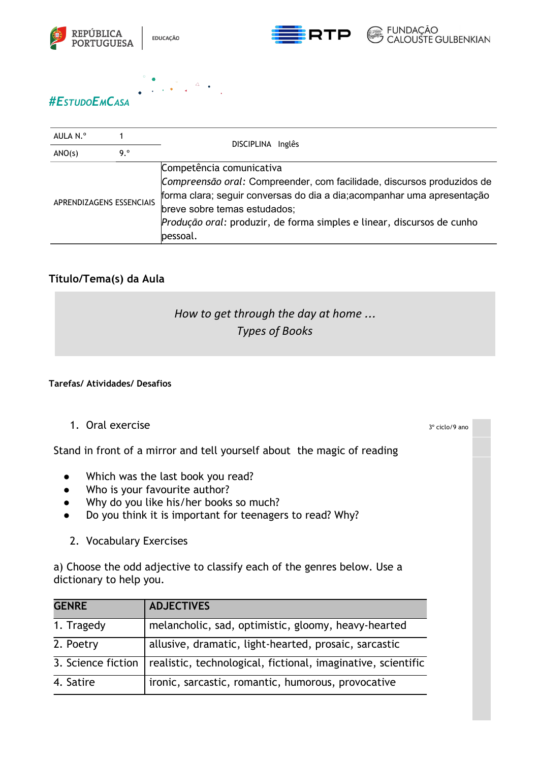#EstudoEmCasa

| AULA N.º | 1 | DISCIPLINA Inglês |
|---|---|---|
| ANO(s) | 9.º | |
| APRENDIZAGENS ESSENCIAIS | | Competência comunicativa<br>*Compreensão oral:* Compreender, com facilidade, discursos produzidos de forma clara; seguir conversas do dia a dia;acompanhar uma apresentação breve sobre temas estudados;<br>*Produção oral:* produzir, de forma simples e linear, discursos de cunho pessoal. |

## Título/Tema(s) da Aula

*How to get through the day at home ...*
*Types of Books*

### Tarefas/ Atividades/ Desafios

3º ciclo/9 ano

1. Oral exercise

Stand in front of a mirror and tell yourself about the magic of reading

- Which was the last book you read?
- Who is your favourite author?
- Why do you like his/her books so much?
- Do you think it is important for teenagers to read? Why?

2. Vocabulary Exercises

a) Choose the odd adjective to classify each of the genres below. Use a dictionary to help you.

| GENRE | ADJECTIVES |
|---|---|
| 1. Tragedy | melancholic, sad, optimistic, gloomy, heavy-hearted |
| 2. Poetry | allusive, dramatic, light-hearted, prosaic, sarcastic |
| 3. Science fiction | realistic, technological, fictional, imaginative, scientific |
| 4. Satire | ironic, sarcastic, romantic, humorous, provocative |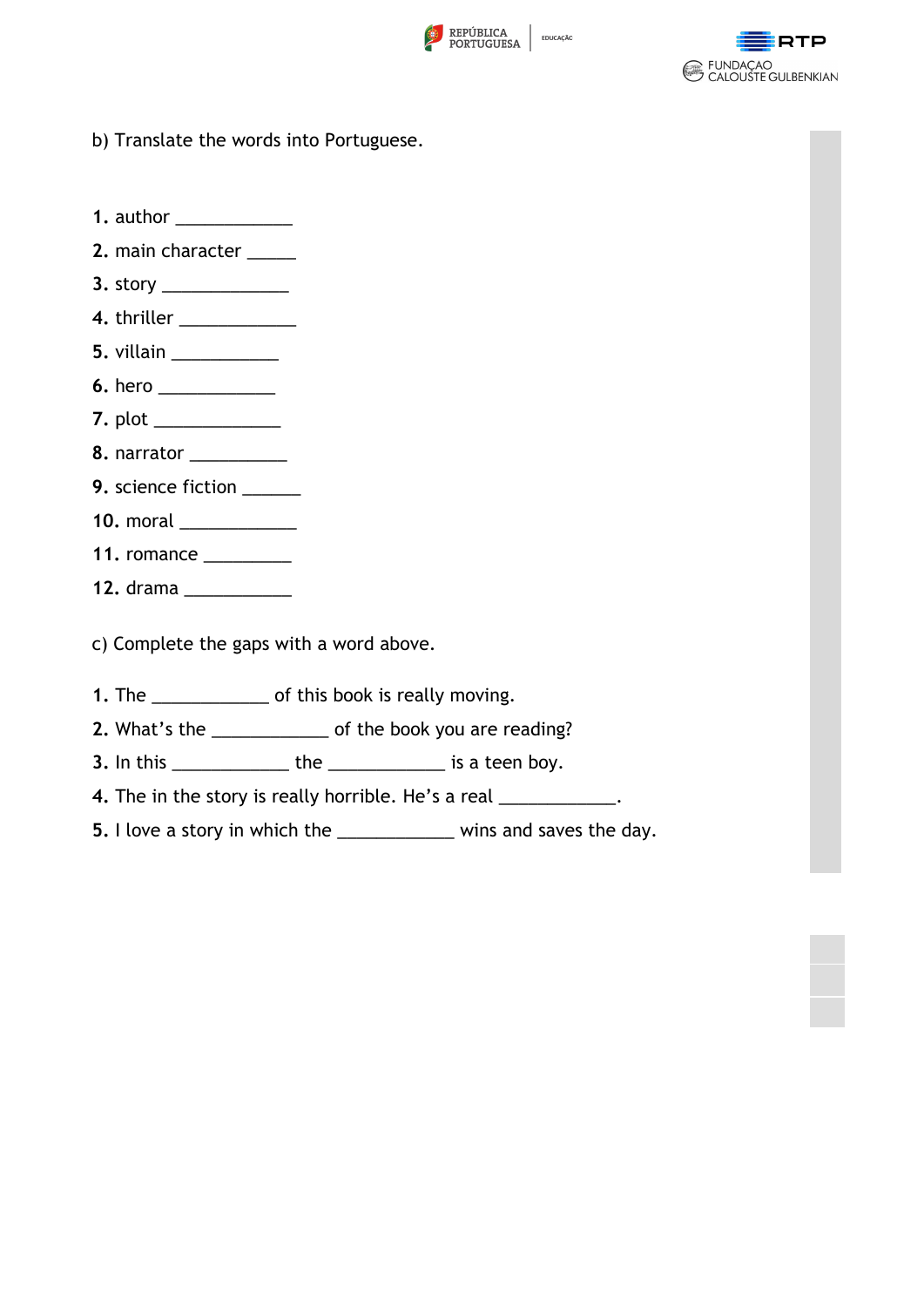b) Translate the words into Portuguese.

1. author ____________
2. main character _____
3. story _____________
4. thriller ____________
5. villain ___________
6. hero ____________
7. plot _____________
8. narrator __________
9. science fiction ______
10. moral ____________
11. romance _________
12. drama ___________

c) Complete the gaps with a word above.

1. The ____________ of this book is really moving.
2. What's the ____________ of the book you are reading?
3. In this ____________ the ____________ is a teen boy.
4. The in the story is really horrible. He's a real ____________.
5. I love a story in which the ____________ wins and saves the day.